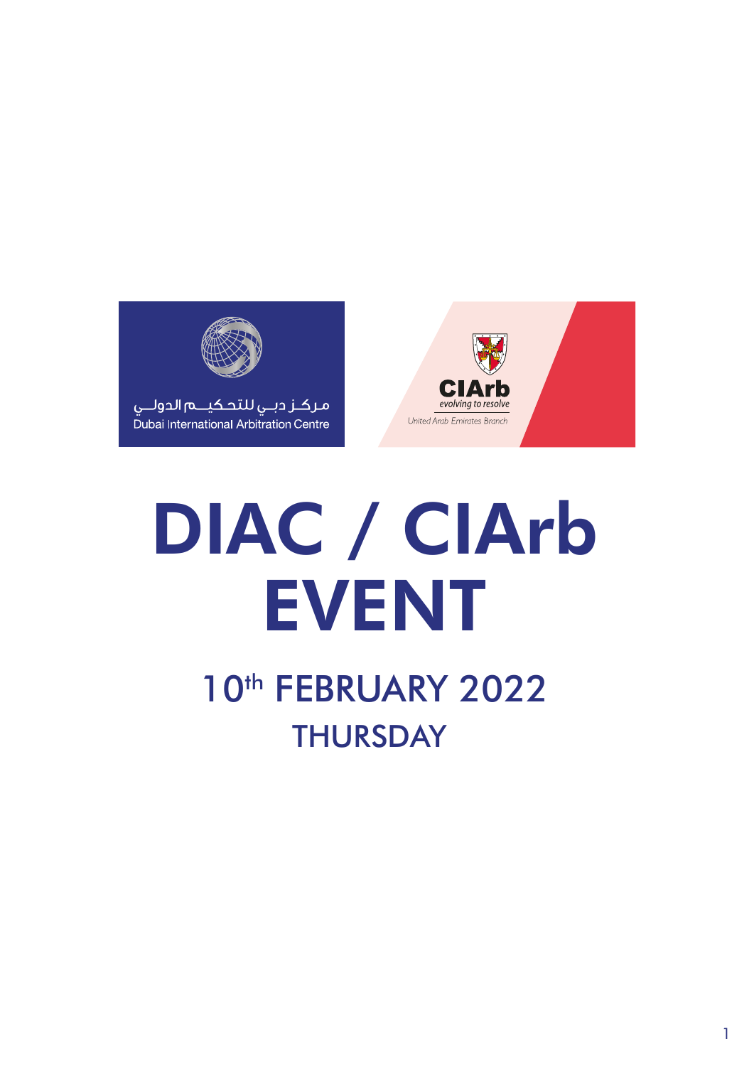مـركـز دبـي للتحـكيــم الدولــي
Dubai International Arbitration Centre

CIArb
*evolving to resolve*
United Arab Emirates Branch

# DIAC / CIArb EVENT

## 10th FEBRUARY 2022

### THURSDAY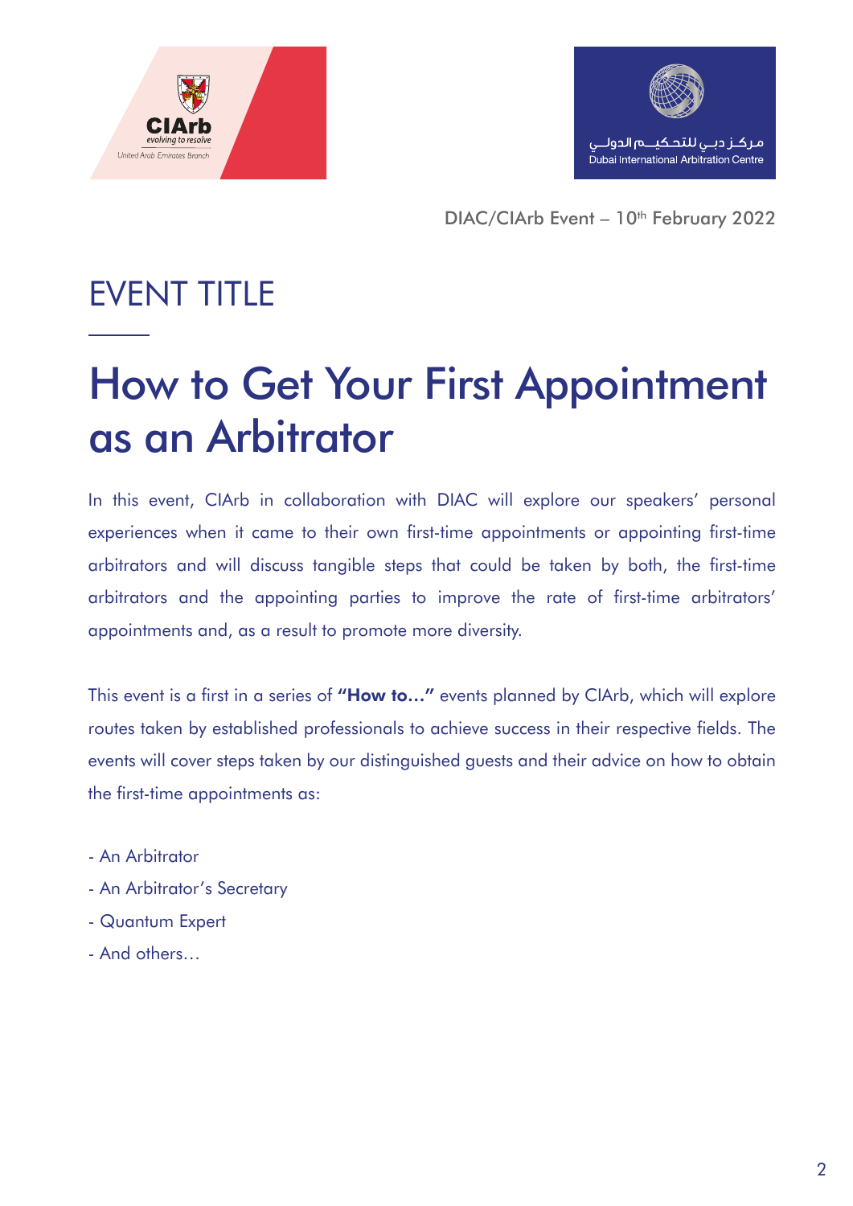DIAC/CIArb Event – 10th February 2022

# EVENT TITLE

# How to Get Your First Appointment as an Arbitrator

In this event, CIArb in collaboration with DIAC will explore our speakers' personal experiences when it came to their own first-time appointments or appointing first-time arbitrators and will discuss tangible steps that could be taken by both, the first-time arbitrators and the appointing parties to improve the rate of first-time arbitrators' appointments and, as a result to promote more diversity.

This event is a first in a series of **"How to…"** events planned by CIArb, which will explore routes taken by established professionals to achieve success in their respective fields. The events will cover steps taken by our distinguished guests and their advice on how to obtain the first-time appointments as:

- An Arbitrator
- An Arbitrator's Secretary
- Quantum Expert
- And others…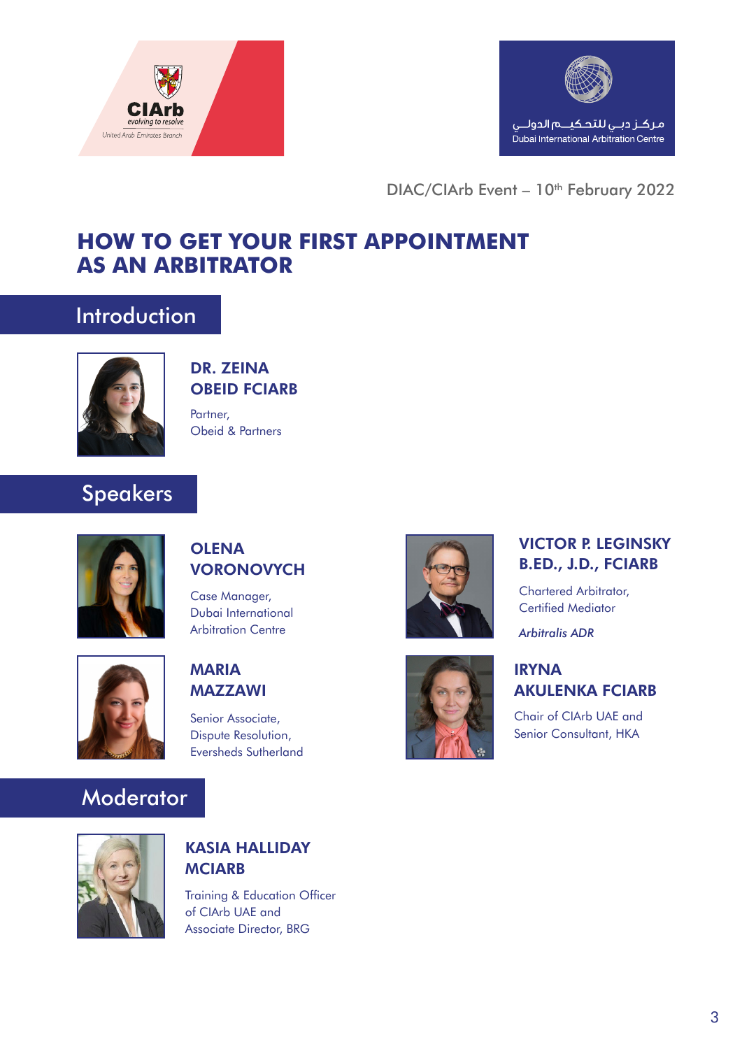CIArb
evolving to resolve
United Arab Emirates Branch

مـركـز دبـي للتحـكيـم الدولـي
Dubai International Arbitration Centre

DIAC/CIArb Event – 10th February 2022

# HOW TO GET YOUR FIRST APPOINTMENT AS AN ARBITRATOR

## Introduction

**DR. ZEINA OBEID FCIARB**

Partner,
Obeid & Partners

## Speakers

**OLENA VORONOVYCH**

Case Manager,
Dubai International Arbitration Centre

**VICTOR P. LEGINSKY B.ED., J.D., FCIARB**

Chartered Arbitrator,
Certified Mediator

*Arbitralis ADR*

**MARIA MAZZAWI**

Senior Associate,
Dispute Resolution,
Eversheds Sutherland

**IRYNA AKULENKA FCIARB**

Chair of CIArb UAE and
Senior Consultant, HKA

## Moderator

**KASIA HALLIDAY MCIARB**

Training & Education Officer
of CIArb UAE and
Associate Director, BRG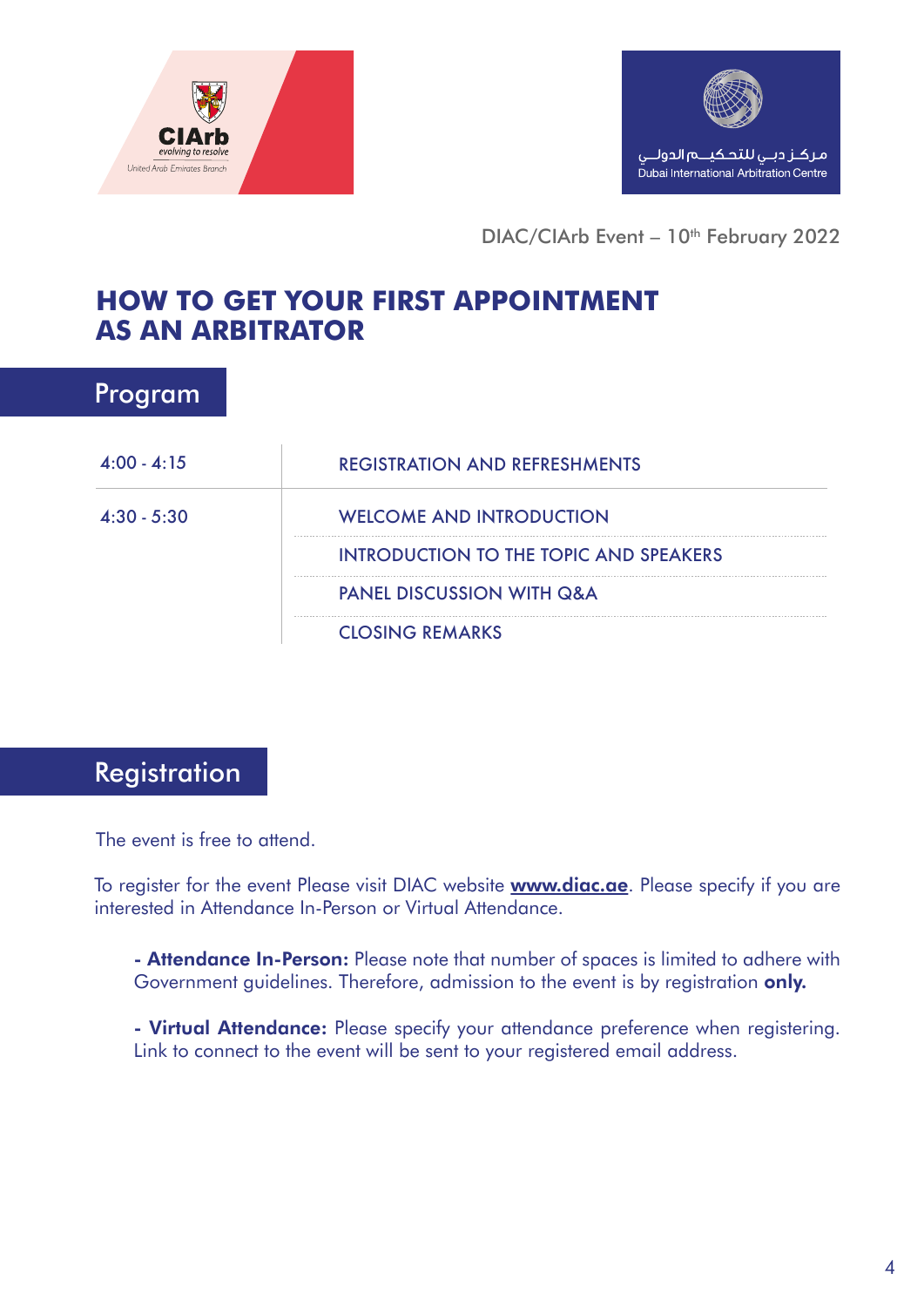CIArb
evolving to resolve
United Arab Emirates Branch

مركز دبي للتحكيم الدولي
Dubai International Arbitration Centre

DIAC/CIArb Event – 10th February 2022

# HOW TO GET YOUR FIRST APPOINTMENT AS AN ARBITRATOR

## Program

| | |
|---|---|
| 4:00 - 4:15 | REGISTRATION AND REFRESHMENTS |
| 4:30 - 5:30 | WELCOME AND INTRODUCTION |
| | INTRODUCTION TO THE TOPIC AND SPEAKERS |
| | PANEL DISCUSSION WITH Q&A |
| | CLOSING REMARKS |

## Registration

The event is free to attend.

To register for the event Please visit DIAC website **www.diac.ae**. Please specify if you are interested in Attendance In-Person or Virtual Attendance.

- **Attendance In-Person:** Please note that number of spaces is limited to adhere with Government guidelines. Therefore, admission to the event is by registration **only.**

- **Virtual Attendance:** Please specify your attendance preference when registering. Link to connect to the event will be sent to your registered email address.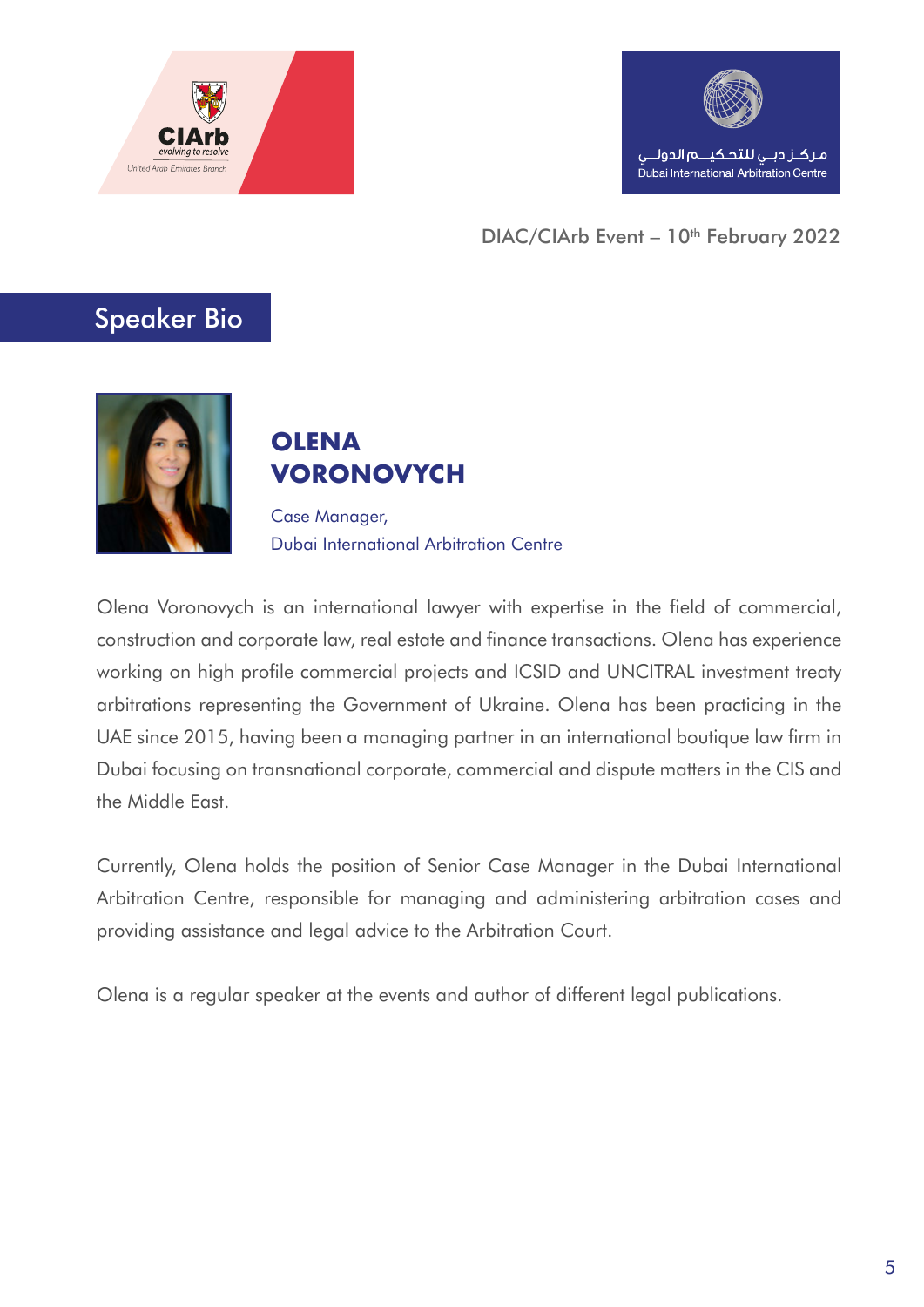DIAC/CIArb Event – 10th February 2022

## Speaker Bio

### OLENA VORONOVYCH

Case Manager,
Dubai International Arbitration Centre

Olena Voronovych is an international lawyer with expertise in the field of commercial, construction and corporate law, real estate and finance transactions. Olena has experience working on high profile commercial projects and ICSID and UNCITRAL investment treaty arbitrations representing the Government of Ukraine. Olena has been practicing in the UAE since 2015, having been a managing partner in an international boutique law firm in Dubai focusing on transnational corporate, commercial and dispute matters in the CIS and the Middle East.

Currently, Olena holds the position of Senior Case Manager in the Dubai International Arbitration Centre, responsible for managing and administering arbitration cases and providing assistance and legal advice to the Arbitration Court.

Olena is a regular speaker at the events and author of different legal publications.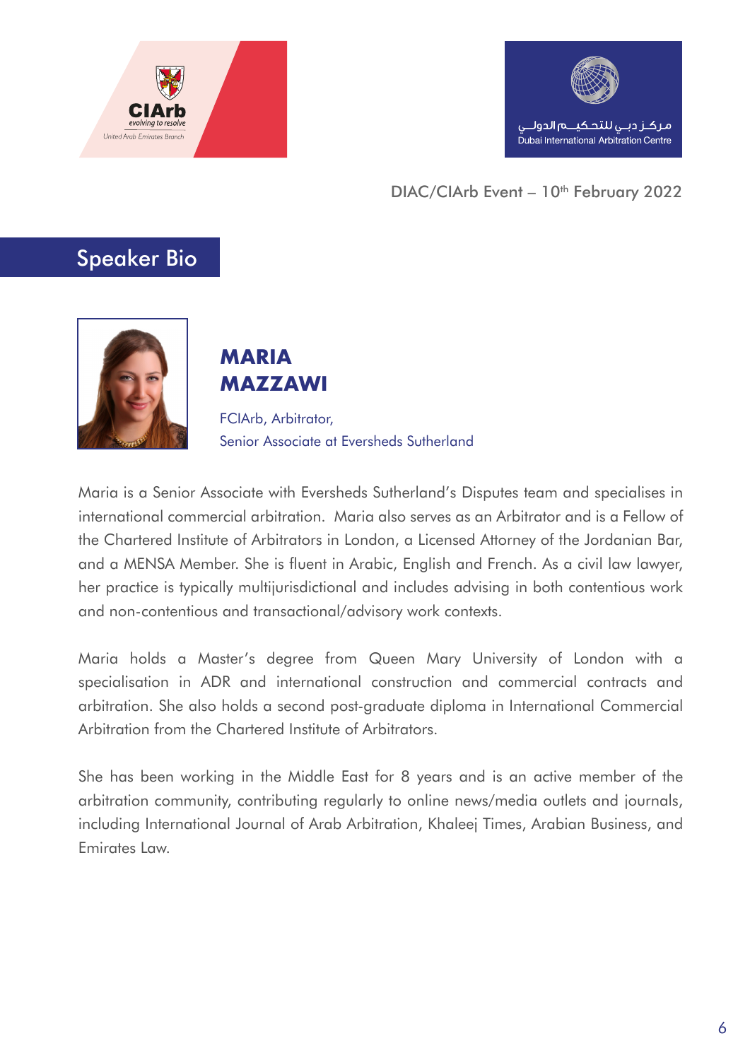DIAC/CIArb Event – 10th February 2022

## Speaker Bio

### MARIA MAZZAWI

FCIArb, Arbitrator,
Senior Associate at Eversheds Sutherland

Maria is a Senior Associate with Eversheds Sutherland's Disputes team and specialises in international commercial arbitration. Maria also serves as an Arbitrator and is a Fellow of the Chartered Institute of Arbitrators in London, a Licensed Attorney of the Jordanian Bar, and a MENSA Member. She is fluent in Arabic, English and French. As a civil law lawyer, her practice is typically multijurisdictional and includes advising in both contentious work and non-contentious and transactional/advisory work contexts.

Maria holds a Master's degree from Queen Mary University of London with a specialisation in ADR and international construction and commercial contracts and arbitration. She also holds a second post-graduate diploma in International Commercial Arbitration from the Chartered Institute of Arbitrators.

She has been working in the Middle East for 8 years and is an active member of the arbitration community, contributing regularly to online news/media outlets and journals, including International Journal of Arab Arbitration, Khaleej Times, Arabian Business, and Emirates Law.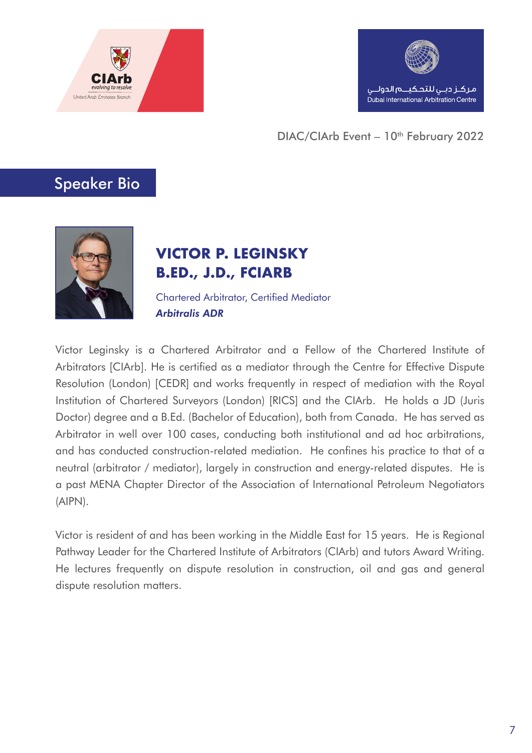DIAC/CIArb Event – 10th February 2022

## Speaker Bio

### VICTOR P. LEGINSKY B.ED., J.D., FCIARB

Chartered Arbitrator, Certified Mediator
***Arbitralis ADR***

Victor Leginsky is a Chartered Arbitrator and a Fellow of the Chartered Institute of Arbitrators [CIArb]. He is certified as a mediator through the Centre for Effective Dispute Resolution (London) [CEDR] and works frequently in respect of mediation with the Royal Institution of Chartered Surveyors (London) [RICS] and the CIArb. He holds a JD (Juris Doctor) degree and a B.Ed. (Bachelor of Education), both from Canada. He has served as Arbitrator in well over 100 cases, conducting both institutional and ad hoc arbitrations, and has conducted construction-related mediation. He confines his practice to that of a neutral (arbitrator / mediator), largely in construction and energy-related disputes. He is a past MENA Chapter Director of the Association of International Petroleum Negotiators (AIPN).

Victor is resident of and has been working in the Middle East for 15 years. He is Regional Pathway Leader for the Chartered Institute of Arbitrators (CIArb) and tutors Award Writing. He lectures frequently on dispute resolution in construction, oil and gas and general dispute resolution matters.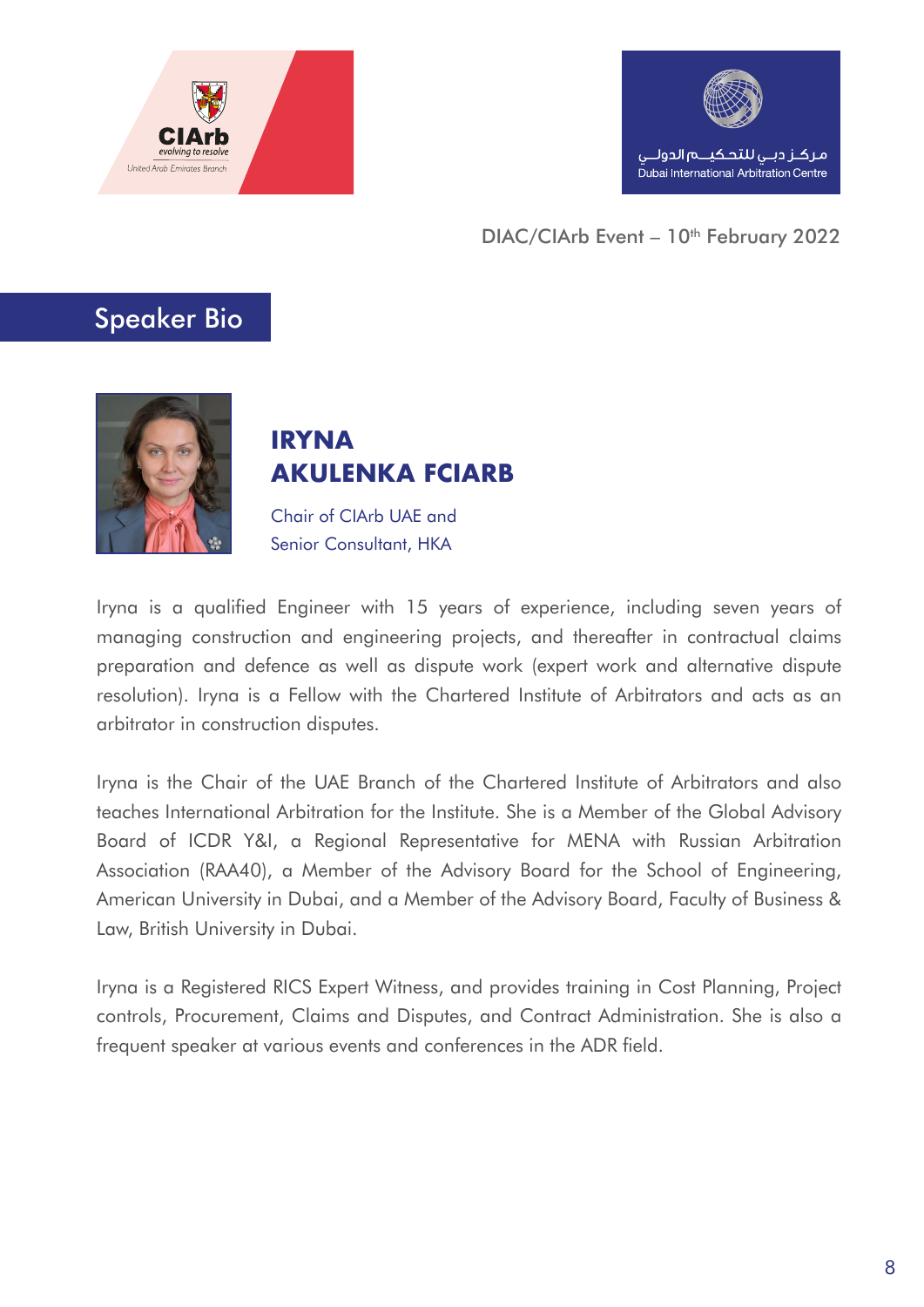DIAC/CIArb Event – 10th February 2022

## Speaker Bio

### IRYNA AKULENKA FCIARB

Chair of CIArb UAE and
Senior Consultant, HKA

Iryna is a qualified Engineer with 15 years of experience, including seven years of managing construction and engineering projects, and thereafter in contractual claims preparation and defence as well as dispute work (expert work and alternative dispute resolution). Iryna is a Fellow with the Chartered Institute of Arbitrators and acts as an arbitrator in construction disputes.

Iryna is the Chair of the UAE Branch of the Chartered Institute of Arbitrators and also teaches International Arbitration for the Institute. She is a Member of the Global Advisory Board of ICDR Y&I, a Regional Representative for MENA with Russian Arbitration Association (RAA40), a Member of the Advisory Board for the School of Engineering, American University in Dubai, and a Member of the Advisory Board, Faculty of Business & Law, British University in Dubai.

Iryna is a Registered RICS Expert Witness, and provides training in Cost Planning, Project controls, Procurement, Claims and Disputes, and Contract Administration. She is also a frequent speaker at various events and conferences in the ADR field.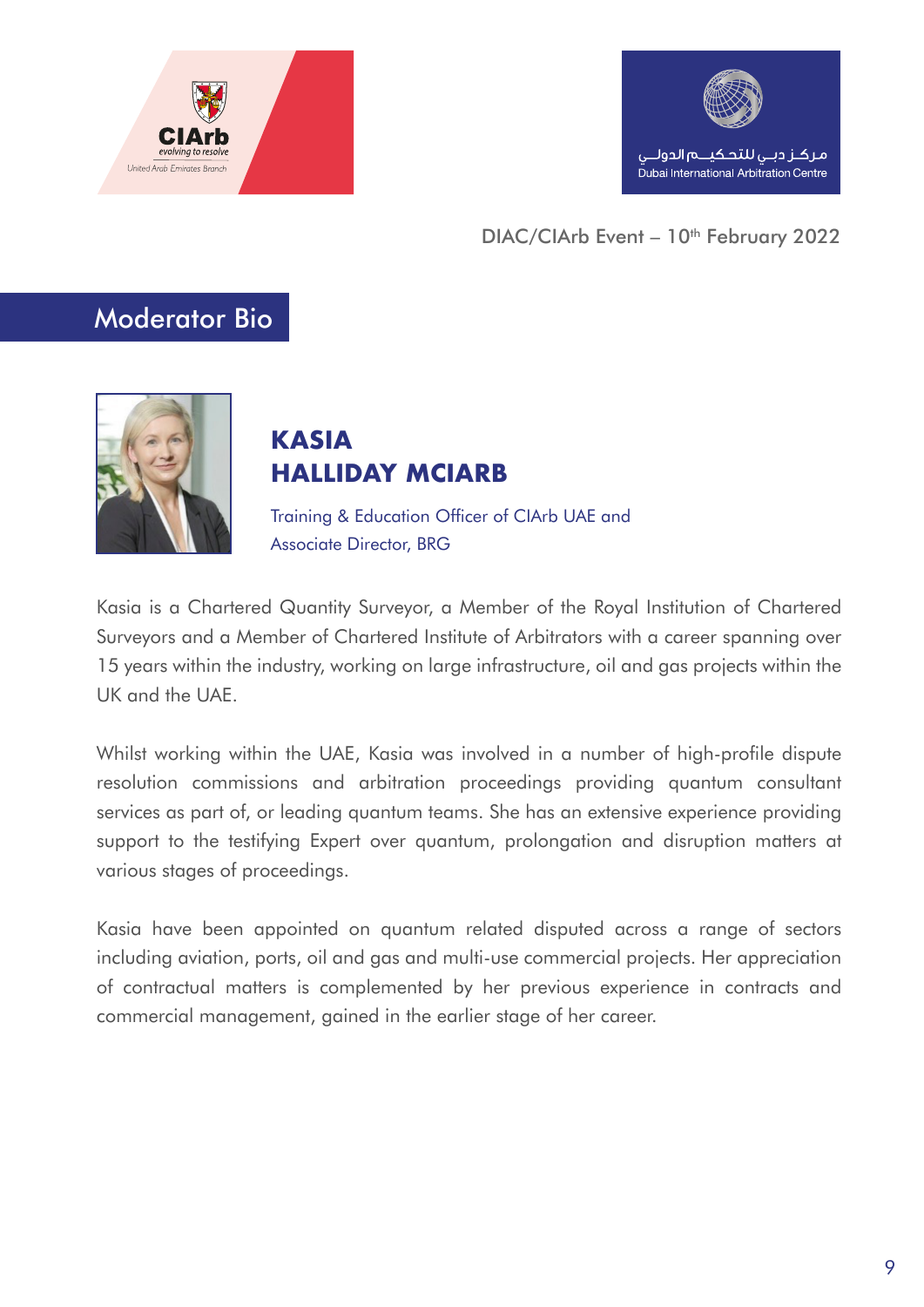DIAC/CIArb Event – 10th February 2022

## Moderator Bio

### KASIA HALLIDAY MCIARB

Training & Education Officer of CIArb UAE and
Associate Director, BRG

Kasia is a Chartered Quantity Surveyor, a Member of the Royal Institution of Chartered Surveyors and a Member of Chartered Institute of Arbitrators with a career spanning over 15 years within the industry, working on large infrastructure, oil and gas projects within the UK and the UAE.

Whilst working within the UAE, Kasia was involved in a number of high-profile dispute resolution commissions and arbitration proceedings providing quantum consultant services as part of, or leading quantum teams. She has an extensive experience providing support to the testifying Expert over quantum, prolongation and disruption matters at various stages of proceedings.

Kasia have been appointed on quantum related disputed across a range of sectors including aviation, ports, oil and gas and multi-use commercial projects. Her appreciation of contractual matters is complemented by her previous experience in contracts and commercial management, gained in the earlier stage of her career.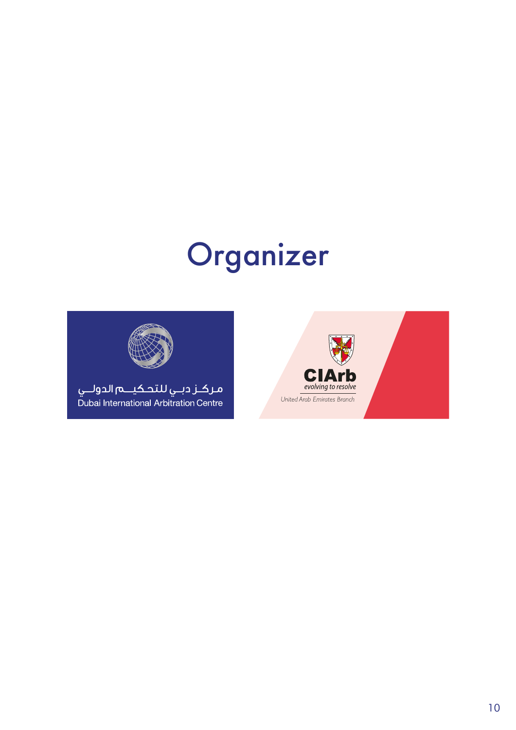# Organizer

مـركـز دبـي للتحـكيـم الدولـي
Dubai International Arbitration Centre

CIArb
evolving to resolve
United Arab Emirates Branch